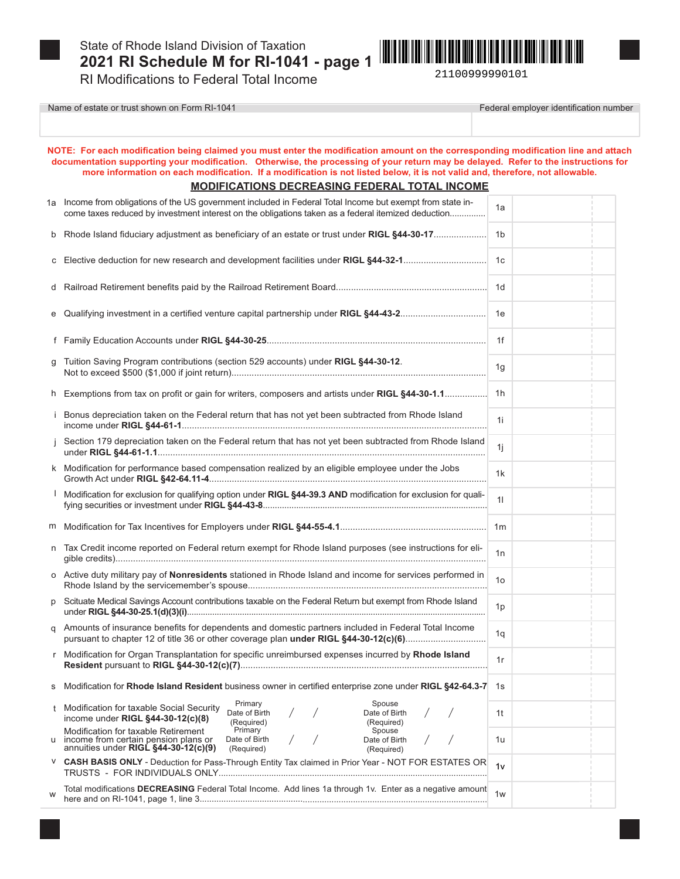State of Rhode Island Division of Taxation

# 2021 RI Schedule M for RI-1041 - page 1

RI Modifications to Federal Total Income

21100999990101

| Name of estate or trust shown on Form RI-1041 | Federal employer identification number |
|---|---|
| | |

**NOTE: For each modification being claimed you must enter the modification amount on the corresponding modification line and attach documentation supporting your modification. Otherwise, the processing of your return may be delayed. Refer to the instructions for more information on each modification. If a modification is not listed below, it is not valid and, therefore, not allowable.**

## MODIFICATIONS DECREASING FEDERAL TOTAL INCOME

| | | | |
|---|---|---|---|
| 1a | Income from obligations of the US government included in Federal Total Income but exempt from state income taxes reduced by investment interest on the obligations taken as a federal itemized deduction.............. | 1a | |
| b | Rhode Island fiduciary adjustment as beneficiary of an estate or trust under **RIGL §44-30-17**.................... | 1b | |
| c | Elective deduction for new research and development facilities under **RIGL §44-32-1**................................ | 1c | |
| d | Railroad Retirement benefits paid by the Railroad Retirement Board........................................................... | 1d | |
| e | Qualifying investment in a certified venture capital partnership under **RIGL §44-43-2**................................. | 1e | |
| f | Family Education Accounts under **RIGL §44-30-25**...................................................................................... | 1f | |
| g | Tuition Saving Program contributions (section 529 accounts) under **RIGL §44-30-12**. Not to exceed $500 ($1,000 if joint return)..................................................................................................... | 1g | |
| h | Exemptions from tax on profit or gain for writers, composers and artists under **RIGL §44-30-1.1**................. | 1h | |
| i | Bonus depreciation taken on the Federal return that has not yet been subtracted from Rhode Island income under **RIGL §44-61-1**......................................................................................................................... | 1i | |
| j | Section 179 depreciation taken on the Federal return that has not yet been subtracted from Rhode Island under **RIGL §44-61-1.1**................................................................................................................................. | 1j | |
| k | Modification for performance based compensation realized by an eligible employee under the Jobs Growth Act under **RIGL §42-64.11-4**.............................................................................................................. | 1k | |
| l | Modification for exclusion for qualifying option under **RIGL §44-39.3 AND** modification for exclusion for qualifying securities or investment under **RIGL §44-43-8**............................................................................ | 1l | |
| m | Modification for Tax Incentives for Employers under **RIGL §44-55-4.1**.......................................................... | 1m | |
| n | Tax Credit income reported on Federal return exempt for Rhode Island purposes (see instructions for eligible credits)................................................................................................................................................. | 1n | |
| o | Active duty military pay of **Nonresidents** stationed in Rhode Island and income for services performed in Rhode Island by the servicemember's spouse............................................................................................... | 1o | |
| p | Scituate Medical Savings Account contributions taxable on the Federal Return but exempt from Rhode Island under **RIGL §44-30-25.1(d)(3)(i)**.......................................................................................................... | 1p | |
| q | Amounts of insurance benefits for dependents and domestic partners included in Federal Total Income pursuant to chapter 12 of title 36 or other coverage plan **under RIGL §44-30-12(c)(6)**............................... | 1q | |
| r | Modification for Organ Transplantation for specific unreimbursed expenses incurred by **Rhode Island Resident** pursuant to **RIGL §44-30-12(c)(7)**.................................................................................................. | 1r | |
| s | Modification for **Rhode Island Resident** business owner in certified enterprise zone under **RIGL §42-64.3-7** | 1s | |
| t | Modification for taxable Social Security income under **RIGL §44-30-12(c)(8)** — Primary Date of Birth (Required) / / — Spouse Date of Birth (Required) / / | 1t | |
| u | Modification for taxable Retirement income from certain pension plans or annuities under **RIGL §44-30-12(c)(9)** — Primary Date of Birth (Required) / / — Spouse Date of Birth (Required) / / | 1u | |
| v | **CASH BASIS ONLY** - Deduction for Pass-Through Entity Tax claimed in Prior Year - NOT FOR ESTATES OR TRUSTS - FOR INDIVIDUALS ONLY.............................................................................................................. | 1v | |
| w | Total modifications **DECREASING** Federal Total Income. Add lines 1a through 1v. Enter as a negative amount here and on RI-1041, page 1, line 3...................................................................................................... | 1w | |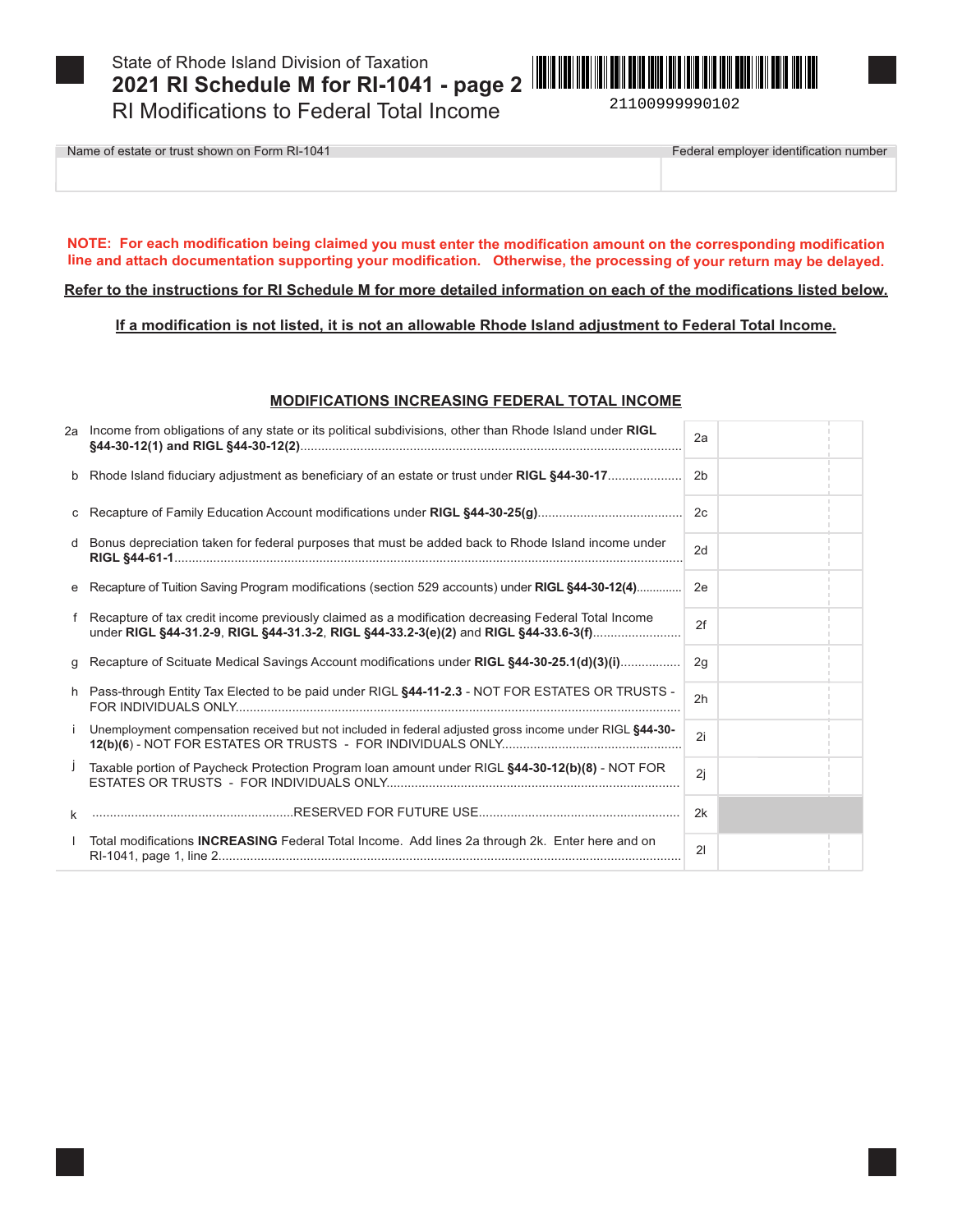State of Rhode Island Division of Taxation

# 2021 RI Schedule M for RI-1041 - page 2

RI Modifications to Federal Total Income

21100999990102

| Name of estate or trust shown on Form RI-1041 | Federal employer identification number |
|---|---|
| | |

**NOTE: For each modification being claimed you must enter the modification amount on the corresponding modification line and attach documentation supporting your modification. Otherwise, the processing of your return may be delayed.**

**Refer to the instructions for RI Schedule M for more detailed information on each of the modifications listed below.**

**If a modification is not listed, it is not an allowable Rhode Island adjustment to Federal Total Income.**

## MODIFICATIONS INCREASING FEDERAL TOTAL INCOME

| | | | |
|---|---|---|---|
| 2a | Income from obligations of any state or its political subdivisions, other than Rhode Island under **RIGL §44-30-12(1) and RIGL §44-30-12(2)** | 2a | |
| b | Rhode Island fiduciary adjustment as beneficiary of an estate or trust under **RIGL §44-30-17** | 2b | |
| c | Recapture of Family Education Account modifications under **RIGL §44-30-25(g)** | 2c | |
| d | Bonus depreciation taken for federal purposes that must be added back to Rhode Island income under **RIGL §44-61-1** | 2d | |
| e | Recapture of Tuition Saving Program modifications (section 529 accounts) under **RIGL §44-30-12(4)** | 2e | |
| f | Recapture of tax credit income previously claimed as a modification decreasing Federal Total Income under **RIGL §44-31.2-9**, **RIGL §44-31.3-2**, **RIGL §44-33.2-3(e)(2)** and **RIGL §44-33.6-3(f)** | 2f | |
| g | Recapture of Scituate Medical Savings Account modifications under **RIGL §44-30-25.1(d)(3)(i)** | 2g | |
| h | Pass-through Entity Tax Elected to be paid under RIGL **§44-11-2.3** - NOT FOR ESTATES OR TRUSTS - FOR INDIVIDUALS ONLY | 2h | |
| i | Unemployment compensation received but not included in federal adjusted gross income under RIGL **§44-30-12(b)(6**) - NOT FOR ESTATES OR TRUSTS - FOR INDIVIDUALS ONLY | 2i | |
| j | Taxable portion of Paycheck Protection Program loan amount under RIGL **§44-30-12(b)(8)** - NOT FOR ESTATES OR TRUSTS - FOR INDIVIDUALS ONLY | 2j | |
| k | RESERVED FOR FUTURE USE | 2k | |
| l | Total modifications **INCREASING** Federal Total Income. Add lines 2a through 2k. Enter here and on RI-1041, page 1, line 2 | 2l | |